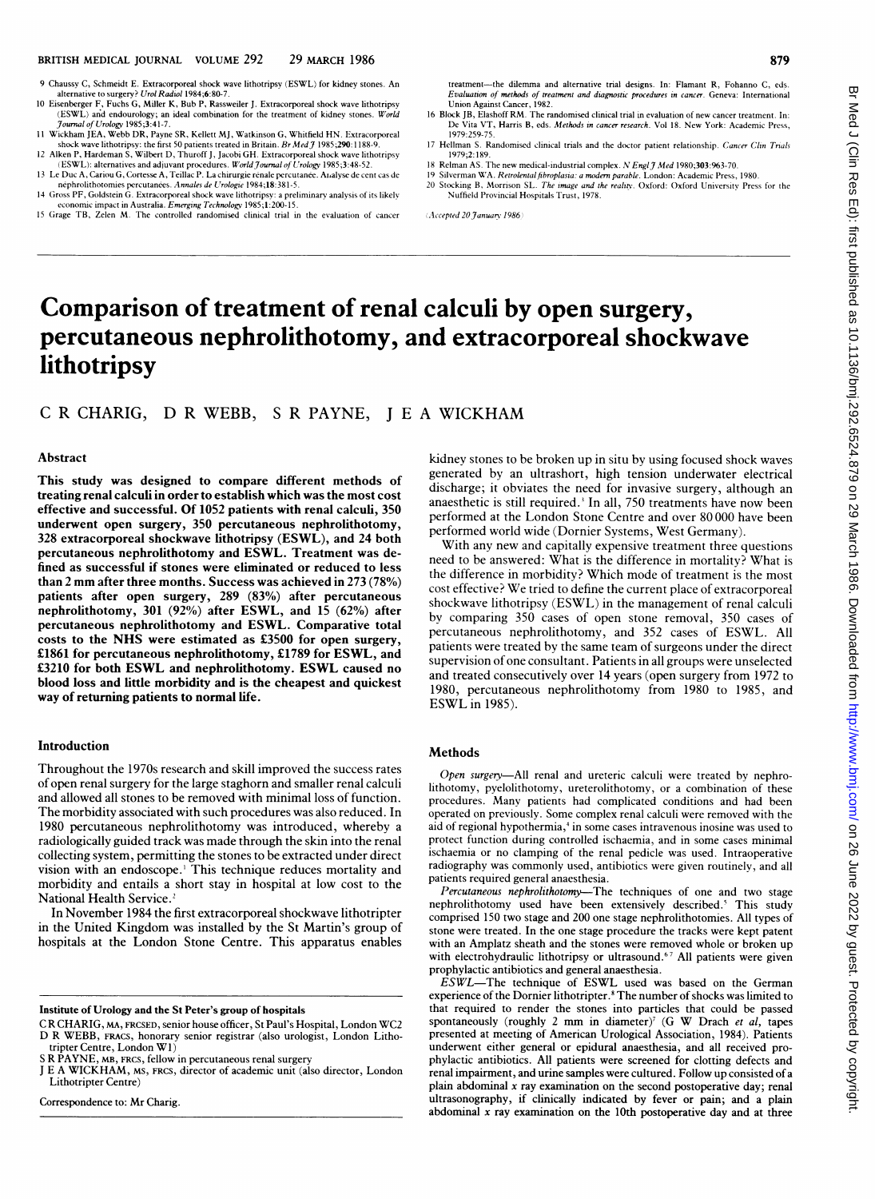9 Chaussy C, Schmeidt E. Extracorporeal shock wave lithotripsy (ESWL) for kidney stones. An alternative to surgery? *Urol Radiol* 1984;6:80-7.

10 Eisenberger F, Fuchs G, Miller K, Bub P, Rassweiler J. Extracorporeal shock wave lithotripsy (ESWL) and endourology; an ideal combination for the treatment of kidney stones. *World Journal of Urology* 1985;3:41-7.

11 Wickham JEA, Webb DR, Payne SR, Kellett MJ, Watkinson G, Whitfield HN. Extracorporeal shock wave lithotripsy: the first 50 patients treated in Britain. *Br Med J* 1985;290:1188-9.

12 Alken P, Hardeman S, Wilbert D, Thuroff J, Jacobi GH. Extracorporeal shock wave lithotripsy (ESWL): alternatives and adjuvant procedures. *World Journal of Urology* 1985;3:48-52.

13 Le Duc A, Cariou G, Cortesse A, Teillac P. La chirurgie rénale percutanée. Analyse de cent cas de néphrolithotomies percutanées. *Annales de Urologie* 1984;18:381-5.

14 Gross PF, Goldstein G. Extracorporeal shock wave lithotripsy: a preliminary analysis of its likely economic impact in Australia. *Emerging Technology* 1985;1:200-15.

15 Grage TB, Zelen M. The controlled randomised clinical trial in the evaluation of cancer treatment—the dilemma and alternative trial designs. In: Flamant R, Fohanno C, eds. *Evaluation of methods of treatment and diagnostic procedures in cancer*. Geneva: International Union Against Cancer, 1982.

16 Block JB, Elashoff RM. The randomised clinical trial in evaluation of new cancer treatment. In: De Vita VT, Harris B, eds. *Methods in cancer research*. Vol 18. New York: Academic Press, 1979:259-75.

17 Hellman S. Randomised clinical trials and the doctor patient relationship. *Cancer Clin Trials* 1979;2:189.

18 Relman AS. The new medical-industrial complex. *N Engl J Med* 1980;303:963-70.

19 Silverman WA. *Retrolental fibroplasia: a modern parable*. London: Academic Press, 1980.

20 Stocking B, Morrison SL. *The image and the reality*. Oxford: Oxford University Press for the Nuffield Provincial Hospitals Trust, 1978.

*(Accepted 20 January 1986)*

# Comparison of treatment of renal calculi by open surgery, percutaneous nephrolithotomy, and extracorporeal shockwave lithotripsy

C R CHARIG, D R WEBB, S R PAYNE, J E A WICKHAM

## Abstract

**This study was designed to compare different methods of treating renal calculi in order to establish which was the most cost effective and successful. Of 1052 patients with renal calculi, 350 underwent open surgery, 350 percutaneous nephrolithotomy, 328 extracorporeal shockwave lithotripsy (ESWL), and 24 both percutaneous nephrolithotomy and ESWL. Treatment was defined as successful if stones were eliminated or reduced to less than 2 mm after three months. Success was achieved in 273 (78%) patients after open surgery, 289 (83%) after percutaneous nephrolithotomy, 301 (92%) after ESWL, and 15 (62%) after percutaneous nephrolithotomy and ESWL. Comparative total costs to the NHS were estimated as £3500 for open surgery, £1861 for percutaneous nephrolithotomy, £1789 for ESWL, and £3210 for both ESWL and nephrolithotomy. ESWL caused no blood loss and little morbidity and is the cheapest and quickest way of returning patients to normal life.**

## Introduction

Throughout the 1970s research and skill improved the success rates of open renal surgery for the large staghorn and smaller renal calculi and allowed all stones to be removed with minimal loss of function. The morbidity associated with such procedures was also reduced. In 1980 percutaneous nephrolithotomy was introduced, whereby a radiologically guided track was made through the skin into the renal collecting system, permitting the stones to be extracted under direct vision with an endoscope.[1] This technique reduces mortality and morbidity and entails a short stay in hospital at low cost to the National Health Service.[2]

In November 1984 the first extracorporeal shockwave lithotripter in the United Kingdom was installed by the St Martin's group of hospitals at the London Stone Centre. This apparatus enables kidney stones to be broken up in situ by using focused shock waves generated by an ultrashort, high tension underwater electrical discharge; it obviates the need for invasive surgery, although an anaesthetic is still required.[3] In all, 750 treatments have now been performed at the London Stone Centre and over 80 000 have been performed world wide (Dornier Systems, West Germany).

With any new and capitally expensive treatment three questions need to be answered: What is the difference in mortality? What is the difference in morbidity? Which mode of treatment is the most cost effective? We tried to define the current place of extracorporeal shockwave lithotripsy (ESWL) in the management of renal calculi by comparing 350 cases of open stone removal, 350 cases of percutaneous nephrolithotomy, and 352 cases of ESWL. All patients were treated by the same team of surgeons under the direct supervision of one consultant. Patients in all groups were unselected and treated consecutively over 14 years (open surgery from 1972 to 1980, percutaneous nephrolithotomy from 1980 to 1985, and ESWL in 1985).

## Methods

*Open surgery*—All renal and ureteric calculi were treated by nephrolithotomy, pyelolithotomy, ureterolithotomy, or a combination of these procedures. Many patients had complicated conditions and had been operated on previously. Some complex renal calculi were removed with the aid of regional hypothermia,[4] in some cases intravenous inosine was used to protect function during controlled ischaemia, and in some cases minimal ischaemia or no clamping of the renal pedicle was used. Intraoperative radiography was commonly used, antibiotics were given routinely, and all patients required general anaesthesia.

*Percutaneous nephrolithotomy*—The techniques of one and two stage nephrolithotomy used have been extensively described.[5] This study comprised 150 two stage and 200 one stage nephrolithotomies. All types of stone were treated. In the one stage procedure the tracks were kept patent with an Amplatz sheath and the stones were removed whole or broken up with electrohydraulic lithotripsy or ultrasound.[6,7] All patients were given prophylactic antibiotics and general anaesthesia.

*ESWL*—The technique of ESWL used was based on the German experience of the Dornier lithotripter.[8] The number of shocks was limited to that required to render the stones into particles that could be passed spontaneously (roughly 2 mm in diameter)[7] (G W Drach *et al*, tapes presented at meeting of American Urological Association, 1984). Patients underwent either general or epidural anaesthesia, and all received prophylactic antibiotics. All patients were screened for clotting defects and renal impairment, and urine samples were cultured. Follow up consisted of a plain abdominal x ray examination on the second postoperative day; renal ultrasonography, if clinically indicated by fever or pain; and a plain abdominal x ray examination on the 10th postoperative day and at three

---

**Institute of Urology and the St Peter's group of hospitals**

C R CHARIG, MA, FRCSED, senior house officer, St Paul's Hospital, London WC2

D R WEBB, FRACS, honorary senior registrar (also urologist, London Lithotripter Centre, London W1)

S R PAYNE, MB, FRCS, fellow in percutaneous renal surgery

J E A WICKHAM, MS, FRCS, director of academic unit (also director, London Lithotripter Centre)

Correspondence to: Mr Charig.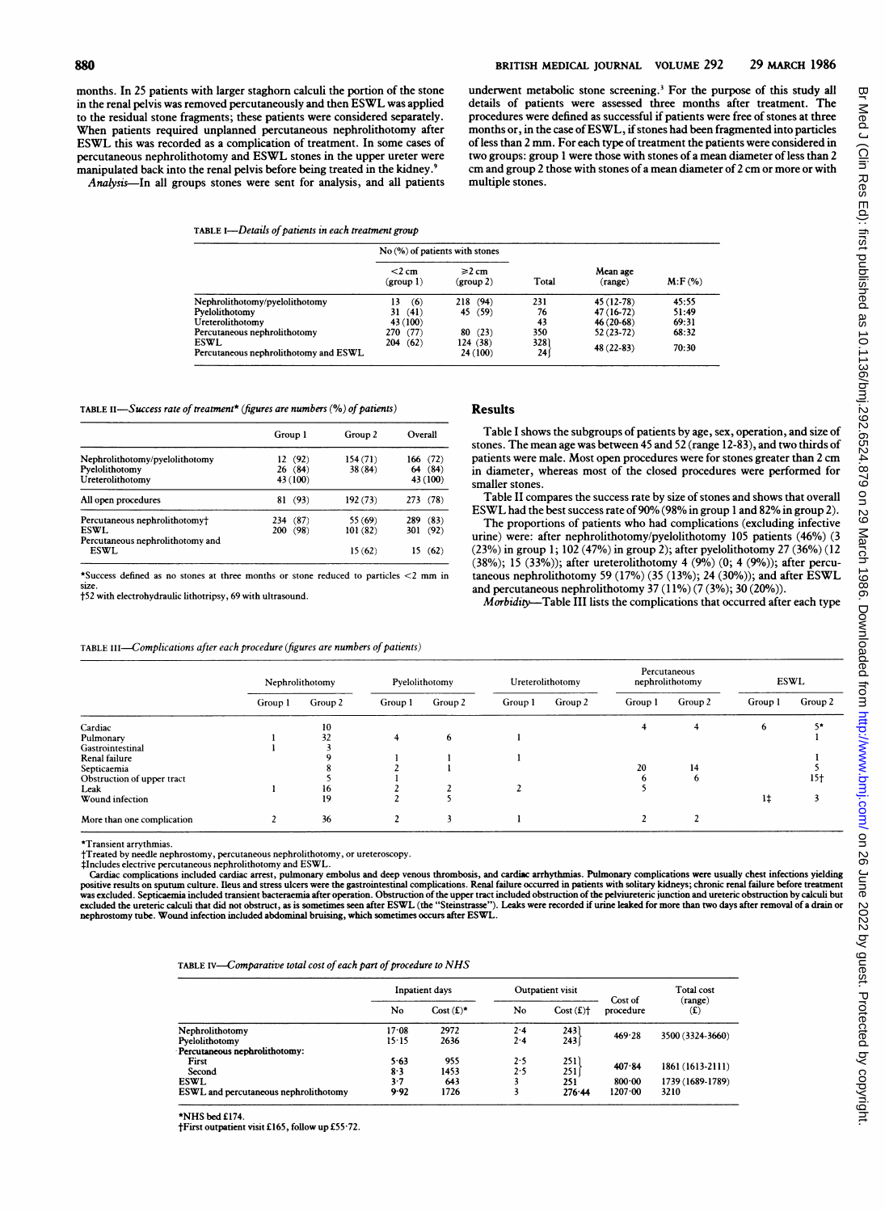months. In 25 patients with larger staghorn calculi the portion of the stone in the renal pelvis was removed percutaneously and then ESWL was applied to the residual stone fragments; these patients were considered separately. When patients required unplanned percutaneous nephrolithotomy after ESWL this was recorded as a complication of treatment. In some cases of percutaneous nephrolithotomy and ESWL stones in the upper ureter were manipulated back into the renal pelvis before being treated in the kidney.[9]

*Analysis*—In all groups stones were sent for analysis, and all patients underwent metabolic stone screening.[3] For the purpose of this study all details of patients were assessed three months after treatment. The procedures were defined as successful if patients were free of stones at three months or, in the case of ESWL, if stones had been fragmented into particles of less than 2 mm. For each type of treatment the patients were considered in two groups: group 1 were those with stones of a mean diameter of less than 2 cm and group 2 those with stones of a mean diameter of 2 cm or more or with multiple stones.

TABLE I—*Details of patients in each treatment group*

| | No (%) of patients with stones | | | | |
|---|---|---|---|---|---|
| | <2 cm (group 1) | ≥2 cm (group 2) | Total | Mean age (range) | M:F (%) |
| Nephrolithotomy/pyelolithotomy | 13 (6) | 218 (94) | 231 | 45 (12-78) | 45:55 |
| Pyelolithotomy | 31 (41) | 45 (59) | 76 | 47 (16-72) | 51:49 |
| Ureterolithotomy | 43 (100) | | 43 | 46 (20-68) | 69:31 |
| Percutaneous nephrolithotomy | 270 (77) | 80 (23) | 350 | 52 (23-72) | 68:32 |
| ESWL | 204 (62) | 124 (38) | 328 | 48 (22-83) | 70:30 |
| Percutaneous nephrolithotomy and ESWL | | 24 (100) | 24 | | |

TABLE II—*Success rate of treatment\* (figures are numbers (%) of patients)*

| | Group 1 | Group 2 | Overall |
|---|---|---|---|
| Nephrolithotomy/pyelolithotomy | 12 (92) | 154 (71) | 166 (72) |
| Pyelolithotomy | 26 (84) | 38 (84) | 64 (84) |
| Ureterolithotomy | 43 (100) | | 43 (100) |
| All open procedures | 81 (93) | 192 (73) | 273 (78) |
| Percutaneous nephrolithotomy† | 234 (87) | 55 (69) | 289 (83) |
| ESWL | 200 (98) | 101 (82) | 301 (92) |
| Percutaneous nephrolithotomy and ESWL | | 15 (62) | 15 (62) |

\*Success defined as no stones at three months or stone reduced to particles <2 mm in size.
†52 with electrohydraulic lithotripsy, 69 with ultrasound.

## Results

Table I shows the subgroups of patients by age, sex, operation, and size of stones. The mean age was between 45 and 52 (range 12-83), and two thirds of patients were male. Most open procedures were for stones greater than 2 cm in diameter, whereas most of the closed procedures were performed for smaller stones.

Table II compares the success rate by size of stones and shows that overall ESWL had the best success rate of 90% (98% in group 1 and 82% in group 2).

The proportions of patients who had complications (excluding infective urine) were: after nephrolithotomy/pyelolithotomy 105 patients (46%) (3 (23%) in group 1; 102 (47%) in group 2); after pyelolithotomy 27 (36%) (12 (38%); 15 (33%)); after ureterolithotomy 4 (9%) (0; 4 (9%)); after percutaneous nephrolithotomy 59 (17%) (35 (13%); 24 (30%)); and after ESWL and percutaneous nephrolithotomy 37 (11%) (7 (3%); 30 (20%)).

*Morbidity*—Table III lists the complications that occurred after each type

TABLE III—*Complications after each procedure (figures are numbers of patients)*

| | Nephrolithotomy | | Pyelolithotomy | | Ureterolithotomy | | Percutaneous nephrolithotomy | | ESWL | |
|---|---|---|---|---|---|---|---|---|---|---|
| | Group 1 | Group 2 | Group 1 | Group 2 | Group 1 | Group 2 | Group 1 | Group 2 | Group 1 | Group 2 |
| Cardiac | | 10 | | | | | 4 | 4 | 6 | 5\* |
| Pulmonary | 1 | 32 | 4 | 6 | 1 | | | | | 1 |
| Gastrointestinal | 1 | 3 | | | | | | | | |
| Renal failure | | 9 | 1 | 1 | 1 | | | | | 1 |
| Septicaemia | | 8 | 2 | 1 | | | 20 | 14 | | 5 |
| Obstruction of upper tract | | 5 | 1 | | | | 6 | 6 | | 15† |
| Leak | 1 | 16 | 2 | 2 | 2 | | 5 | | | |
| Wound infection | | 19 | 2 | 5 | | | | | 1‡ | 3 |
| More than one complication | 2 | 36 | 2 | 3 | 1 | | 2 | 2 | | |

\*Transient arrythmias.
†Treated by needle nephrostomy, percutaneous nephrolithotomy, or ureteroscopy.
‡Includes electrive percutaneous nephrolithotomy and ESWL.
Cardiac complications included cardiac arrest, pulmonary embolus and deep venous thrombosis, and cardiac arrhythmias. Pulmonary complications were usually chest infections yielding positive results on sputum culture. Ileus and stress ulcers were the gastrointestinal complications. Renal failure occurred in patients with solitary kidneys; chronic renal failure before treatment was excluded. Septicaemia included transient bacteraemia after operation. Obstruction of the upper tract included obstruction of the pelviureteric junction and ureteric obstruction by calculi but excluded the ureteric calculi that did not obstruct, as is sometimes seen after ESWL (the "Steinstrasse"). Leaks were recorded if urine leaked for more than two days after removal of a drain or nephrostomy tube. Wound infection included abdominal bruising, which sometimes occurs after ESWL.

TABLE IV—*Comparative total cost of each part of procedure to NHS*

| | Inpatient days | | Outpatient visit | | Cost of procedure | Total cost (range) (£) |
|---|---|---|---|---|---|---|
| | No | Cost (£)\* | No | Cost (£)† | | |
| Nephrolithotomy | 17·08 | 2972 | 2·4 | 243 | 469·28 | 3500 (3324-3660) |
| Pyelolithotomy | 15·15 | 2636 | 2·4 | 243 | | |
| Percutaneous nephrolithotomy: | | | | | | |
| First | 5·63 | 955 | 2·5 | 251 | 407·84 | 1861 (1613-2111) |
| Second | 8·3 | 1453 | 2·5 | 251 | | |
| ESWL | 3·7 | 643 | 3 | 251 | 800·00 | 1739 (1689-1789) |
| ESWL and percutaneous nephrolithotomy | 9·92 | 1726 | 3 | 276·44 | 1207·00 | 3210 |

\*NHS bed £174.
†First outpatient visit £165, follow up £55·72.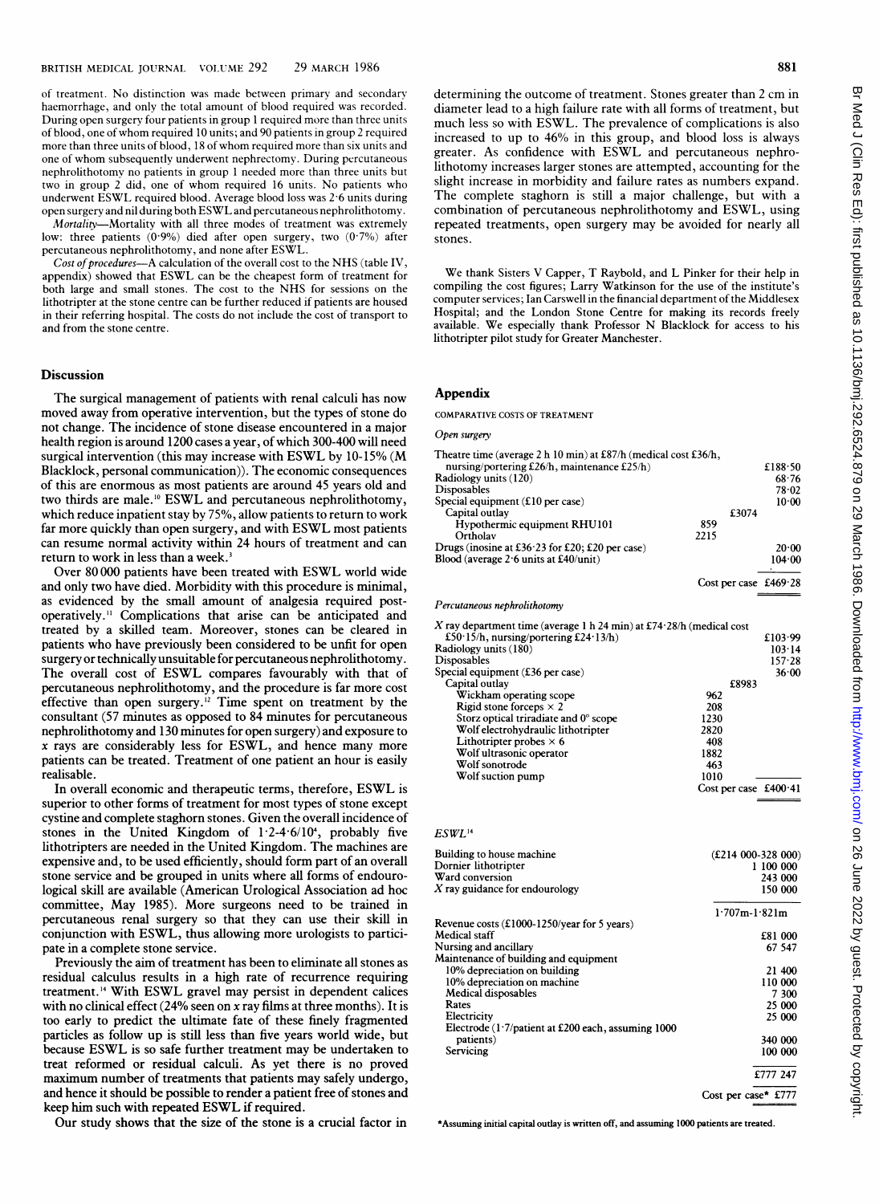of treatment. No distinction was made between primary and secondary haemorrhage, and only the total amount of blood required was recorded. During open surgery four patients in group 1 required more than three units of blood, one of whom required 10 units; and 90 patients in group 2 required more than three units of blood, 18 of whom required more than six units and one of whom subsequently underwent nephrectomy. During percutaneous nephrolithotomy no patients in group 1 needed more than three units but two in group 2 did, one of whom required 16 units. No patients who underwent ESWL required blood. Average blood loss was 2·6 units during open surgery and nil during both ESWL and percutaneous nephrolithotomy.

*Mortality*—Mortality with all three modes of treatment was extremely low: three patients (0·9%) died after open surgery, two (0·7%) after percutaneous nephrolithotomy, and none after ESWL.

*Cost of procedures*—A calculation of the overall cost to the NHS (table IV, appendix) showed that ESWL can be the cheapest form of treatment for both large and small stones. The cost to the NHS for sessions on the lithotripter at the stone centre can be further reduced if patients are housed in their referring hospital. The costs do not include the cost of transport to and from the stone centre.

## Discussion

The surgical management of patients with renal calculi has now moved away from operative intervention, but the types of stone do not change. The incidence of stone disease encountered in a major health region is around 1200 cases a year, of which 300-400 will need surgical intervention (this may increase with ESWL by 10-15% (M Blacklock, personal communication)). The economic consequences of this are enormous as most patients are around 45 years old and two thirds are male.[10] ESWL and percutaneous nephrolithotomy, which reduce inpatient stay by 75%, allow patients to return to work far more quickly than open surgery, and with ESWL most patients can resume normal activity within 24 hours of treatment and can return to work in less than a week.[3]

Over 80 000 patients have been treated with ESWL world wide and only two have died. Morbidity with this procedure is minimal, as evidenced by the small amount of analgesia required postoperatively.[11] Complications that arise can be anticipated and treated by a skilled team. Moreover, stones can be cleared in patients who have previously been considered to be unfit for open surgery or technically unsuitable for percutaneous nephrolithotomy. The overall cost of ESWL compares favourably with that of percutaneous nephrolithotomy, and the procedure is far more cost effective than open surgery.[12] Time spent on treatment by the consultant (57 minutes as opposed to 84 minutes for percutaneous nephrolithotomy and 130 minutes for open surgery) and exposure to *x* rays are considerably less for ESWL, and hence many more patients can be treated. Treatment of one patient an hour is easily realisable.

In overall economic and therapeutic terms, therefore, ESWL is superior to other forms of treatment for most types of stone except cystine and complete staghorn stones. Given the overall incidence of stones in the United Kingdom of 1·2-4·6/10[4], probably five lithotripters are needed in the United Kingdom. The machines are expensive and, to be used efficiently, should form part of an overall stone service and be grouped in units where all forms of endourological skill are available (American Urological Association ad hoc committee, May 1985). More surgeons need to be trained in percutaneous renal surgery so that they can use their skill in conjunction with ESWL, thus allowing more urologists to participate in a complete stone service.

Previously the aim of treatment has been to eliminate all stones as residual calculus results in a high rate of recurrence requiring treatment.[14] With ESWL gravel may persist in dependent calices with no clinical effect (24% seen on *x* ray films at three months). It is too early to predict the ultimate fate of these finely fragmented particles as follow up is still less than five years world wide, but because ESWL is so safe further treatment may be undertaken to treat reformed or residual calculi. As yet there is no proved maximum number of treatments that patients may safely undergo, and hence it should be possible to render a patient free of stones and keep him such with repeated ESWL if required.

Our study shows that the size of the stone is a crucial factor in determining the outcome of treatment. Stones greater than 2 cm in diameter lead to a high failure rate with all forms of treatment, but much less so with ESWL. The prevalence of complications is also increased to up to 46% in this group, and blood loss is always greater. As confidence with ESWL and percutaneous nephrolithotomy increases larger stones are attempted, accounting for the slight increase in morbidity and failure rates as numbers expand. The complete staghorn is still a major challenge, but with a combination of percutaneous nephrolithotomy and ESWL, using repeated treatments, open surgery may be avoided for nearly all stones.

We thank Sisters V Capper, T Raybold, and L Pinker for their help in compiling the cost figures; Larry Watkinson for the use of the institute's computer services; Ian Carswell in the financial department of the Middlesex Hospital; and the London Stone Centre for making its records freely available. We especially thank Professor N Blacklock for access to his lithotripter pilot study for Greater Manchester.

## Appendix

COMPARATIVE COSTS OF TREATMENT

*Open surgery*

| | | | |
|---|---|---|---|
| Theatre time (average 2 h 10 min) at £87/h (medical cost £36/h, nursing/portering £26/h, maintenance £25/h) | | | £188·50 |
| Radiology units (120) | | | 68·76 |
| Disposables | | | 78·02 |
| Special equipment (£10 per case) | | | 10·00 |
| Capital outlay | | £3074 | |
| Hypothermic equipment RHU101 | 859 | | |
| Ortholav | 2215 | | |
| Drugs (inosine at £36·23 for £20; £20 per case) | | | 20·00 |
| Blood (average 2·6 units at £40/unit) | | | 104·00 |
| | | Cost per case | £469·28 |

*Percutaneous nephrolithotomy*

| | | | |
|---|---|---|---|
| *X* ray department time (average 1 h 24 min) at £74·28/h (medical cost £50·15/h, nursing/portering £24·13/h) | | | £103·99 |
| Radiology units (180) | | | 103·14 |
| Disposables | | | 157·28 |
| Special equipment (£36 per case) | | | 36·00 |
| Capital outlay | | £8983 | |
| Wickham operating scope | 962 | | |
| Rigid stone forceps × 2 | 208 | | |
| Storz optical triradiate and 0° scope | 1230 | | |
| Wolf electrohydraulic lithotripter | 2820 | | |
| Lithotripter probes × 6 | 408 | | |
| Wolf ultrasonic operator | 1882 | | |
| Wolf sonotrode | 463 | | |
| Wolf suction pump | 1010 | | |
| | | Cost per case | £400·41 |

*ESWL*[14]

| | |
|---|---|
| Building to house machine | (£214 000-328 000) |
| Dornier lithotripter | 1 100 000 |
| Ward conversion | 243 000 |
| *X* ray guidance for endourology | 150 000 |
| | 1·707m-1·821m |
| Revenue costs (£1000-1250/year for 5 years) | |
| Medical staff | £81 000 |
| Nursing and ancillary | 67 547 |
| Maintenance of building and equipment | |
| 10% depreciation on building | 21 400 |
| 10% depreciation on machine | 110 000 |
| Medical disposables | 7 300 |
| Rates | 25 000 |
| Electricity | 25 000 |
| Electrode (1·7/patient at £200 each, assuming 1000 patients) | 340 000 |
| Servicing | 100 000 |
| | £777 247 |
| Cost per case* | £777 |

*Assuming initial capital outlay is written off, and assuming 1000 patients are treated.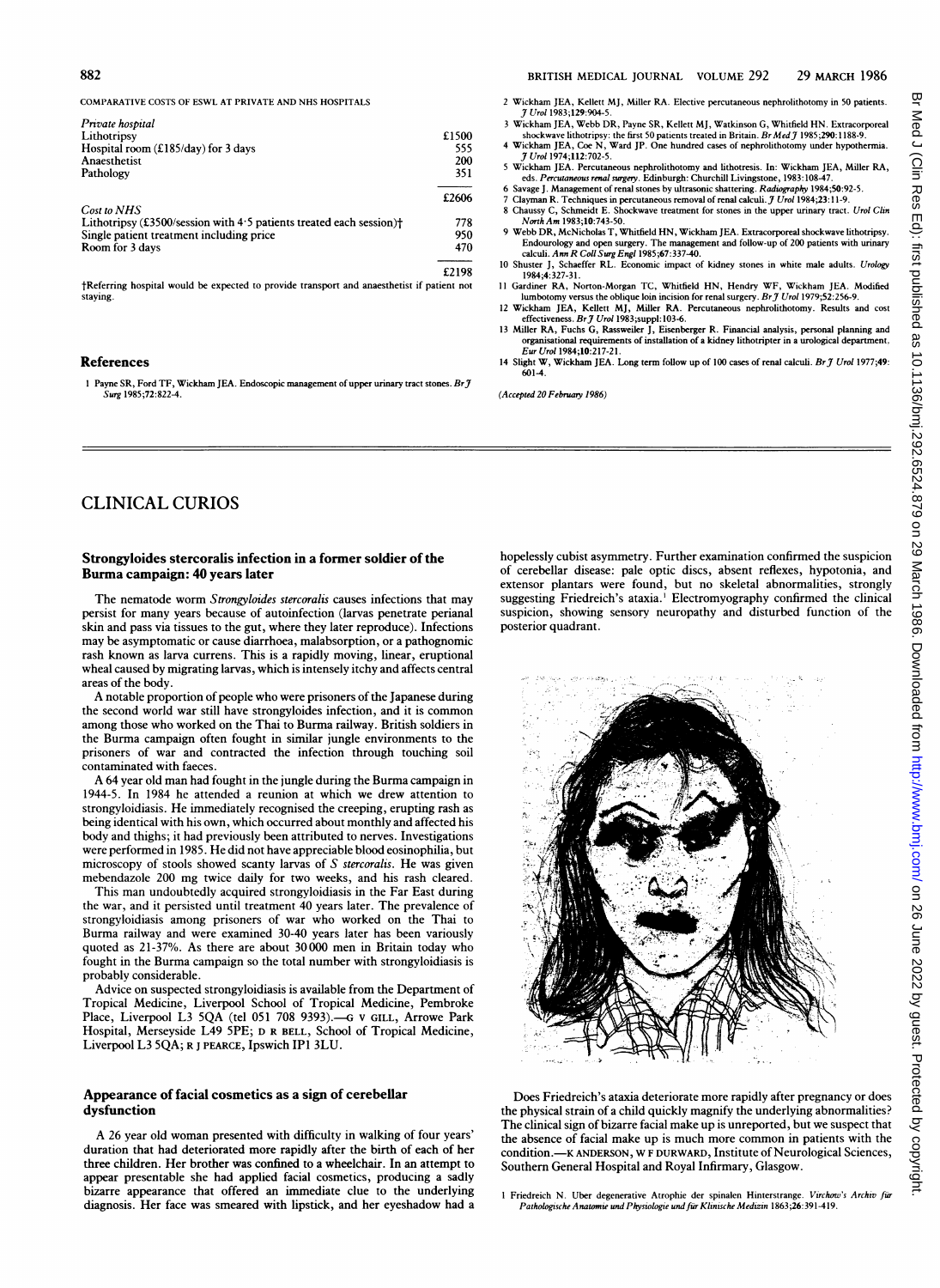COMPARATIVE COSTS OF ESWL AT PRIVATE AND NHS HOSPITALS

| | |
|---|---|
| *Private hospital* | |
| Lithotripsy | £1500 |
| Hospital room (£185/day) for 3 days | 555 |
| Anaesthetist | 200 |
| Pathology | 351 |
| | £2606 |
| *Cost to NHS* | |
| Lithotripsy (£3500/session with 4·5 patients treated each session)† | 778 |
| Single patient treatment including price | 950 |
| Room for 3 days | 470 |
| | £2198 |

†Referring hospital would be expected to provide transport and anaesthetist if patient not staying.

## References

1 Payne SR, Ford TF, Wickham JEA. Endoscopic management of upper urinary tract stones. *Br J Surg* 1985;72:822-4.
2 Wickham JEA, Kellett MJ, Miller RA. Elective percutaneous nephrolithotomy in 50 patients. *J Urol* 1983;129:904-5.
3 Wickham JEA, Webb DR, Payne SR, Kellett MJ, Watkinson G, Whitfield HN. Extracorporeal shockwave lithotripsy: the first 50 patients treated in Britain. *Br Med J* 1985;290:1188-9.
4 Wickham JEA, Coe N, Ward JP. One hundred cases of nephrolithotomy under hypothermia. *J Urol* 1974;112:702-5.
5 Wickham JEA. Percutaneous nephrolithotomy and lithotresis. In: Wickham JEA, Miller RA, eds. *Percutaneous renal surgery*. Edinburgh: Churchill Livingstone, 1983:108-47.
6 Savage J. Management of renal stones by ultrasonic shattering. *Radiography* 1984;50:92-5.
7 Clayman R. Techniques in percutaneous removal of renal calculi. *J Urol* 1984;23:11-9.
8 Chaussy C, Schmeidt E. Shockwave treatment for stones in the upper urinary tract. *Urol Clin North Am* 1983;10:743-50.
9 Webb DR, McNicholas T, Whitfield HN, Wickham JEA. Extracorporeal shockwave lithotripsy. Endourology and open surgery. The management and follow-up of 200 patients with urinary calculi. *Ann R Coll Surg Engl* 1985;67:337-40.
10 Shuster J, Schaeffer RL. Economic impact of kidney stones in white male adults. *Urology* 1984;4:327-31.
11 Gardiner RA, Norton-Morgan TC, Whitfield HN, Hendry WF, Wickham JEA. Modified lumbotomy versus the oblique loin incision for renal surgery. *Br J Urol* 1979;52:256-9.
12 Wickham JEA, Kellett MJ, Miller RA. Percutaneous nephrolithotomy. Results and cost effectiveness. *Br J Urol* 1983;suppl:103-6.
13 Miller RA, Fuchs G, Rassweiler J, Eisenberger R. Financial analysis, personal planning and organisational requirements of installation of a kidney lithotripter in a urological department. *Eur Urol* 1984;10:217-21.
14 Slight W, Wickham JEA. Long term follow up of 100 cases of renal calculi. *Br J Urol* 1977;49:601-4.

*(Accepted 20 February 1986)*

# CLINICAL CURIOS

## Strongyloides stercoralis infection in a former soldier of the Burma campaign: 40 years later

The nematode worm *Strongyloides stercoralis* causes infections that may persist for many years because of autoinfection (larvas penetrate perianal skin and pass via tissues to the gut, where they later reproduce). Infections may be asymptomatic or cause diarrhoea, malabsorption, or a pathognomonic rash known as larva currens. This is a rapidly moving, linear, eruptional wheal caused by migrating larvas, which is intensely itchy and affects central areas of the body.

A notable proportion of people who were prisoners of the Japanese during the second world war still have strongyloides infection, and it is common among those who worked on the Thai to Burma railway. British soldiers in the Burma campaign often fought in similar jungle environments to the prisoners of war and contracted the infection through touching soil contaminated with faeces.

A 64 year old man had fought in the jungle during the Burma campaign in 1944-5. In 1984 he attended a reunion at which we drew attention to strongyloidiasis. He immediately recognised the creeping, erupting rash as being identical with his own, which occurred about monthly and affected his body and thighs; it had previously been attributed to nerves. Investigations were performed in 1985. He did not have appreciable blood eosinophilia, but microscopy of stools showed scanty larvas of *S stercoralis*. He was given mebendazole 200 mg twice daily for two weeks, and his rash cleared.

This man undoubtedly acquired strongyloidiasis in the Far East during the war, and it persisted until treatment 40 years later. The prevalence of strongyloidiasis among prisoners of war who worked on the Thai to Burma railway and were examined 30-40 years later has been variously quoted as 21-37%. As there are about 30 000 men in Britain today who fought in the Burma campaign so the total number with strongyloidiasis is probably considerable.

Advice on suspected strongyloidiasis is available from the Department of Tropical Medicine, Liverpool School of Tropical Medicine, Pembroke Place, Liverpool L3 5QA (tel 051 708 9393).—G V GILL, Arrowe Park Hospital, Merseyside L49 5PE; D R BELL, School of Tropical Medicine, Liverpool L3 5QA; R J PEARCE, Ipswich IP1 3LU.

## Appearance of facial cosmetics as a sign of cerebellar dysfunction

A 26 year old woman presented with difficulty in walking of four years' duration that had deteriorated more rapidly after the birth of each of her three children. Her brother was confined to a wheelchair. In an attempt to appear presentable she had applied facial cosmetics, producing a sadly bizarre appearance that offered an immediate clue to the underlying diagnosis. Her face was smeared with lipstick, and her eyeshadow had a hopelessly cubist asymmetry. Further examination confirmed the suspicion of cerebellar disease: pale optic discs, absent reflexes, hypotonia, and extensor plantars were found, but no skeletal abnormalities, strongly suggesting Friedreich's ataxia.[1] Electromyography confirmed the clinical suspicion, showing sensory neuropathy and disturbed function of the posterior quadrant.

Does Friedreich's ataxia deteriorate more rapidly after pregnancy or does the physical strain of a child quickly magnify the underlying abnormalities? The clinical sign of bizarre facial make up is unreported, but we suspect that the absence of facial make up is much more common in patients with the condition.—K ANDERSON, W F DURWARD, Institute of Neurological Sciences, Southern General Hospital and Royal Infirmary, Glasgow.

1 Friedreich N. Uber degenerative Atrophie der spinalen Hinterstrange. *Virchow's Archiv für Pathologische Anatomie und Physiologie und für Klinische Medizin* 1863;26:391-419.